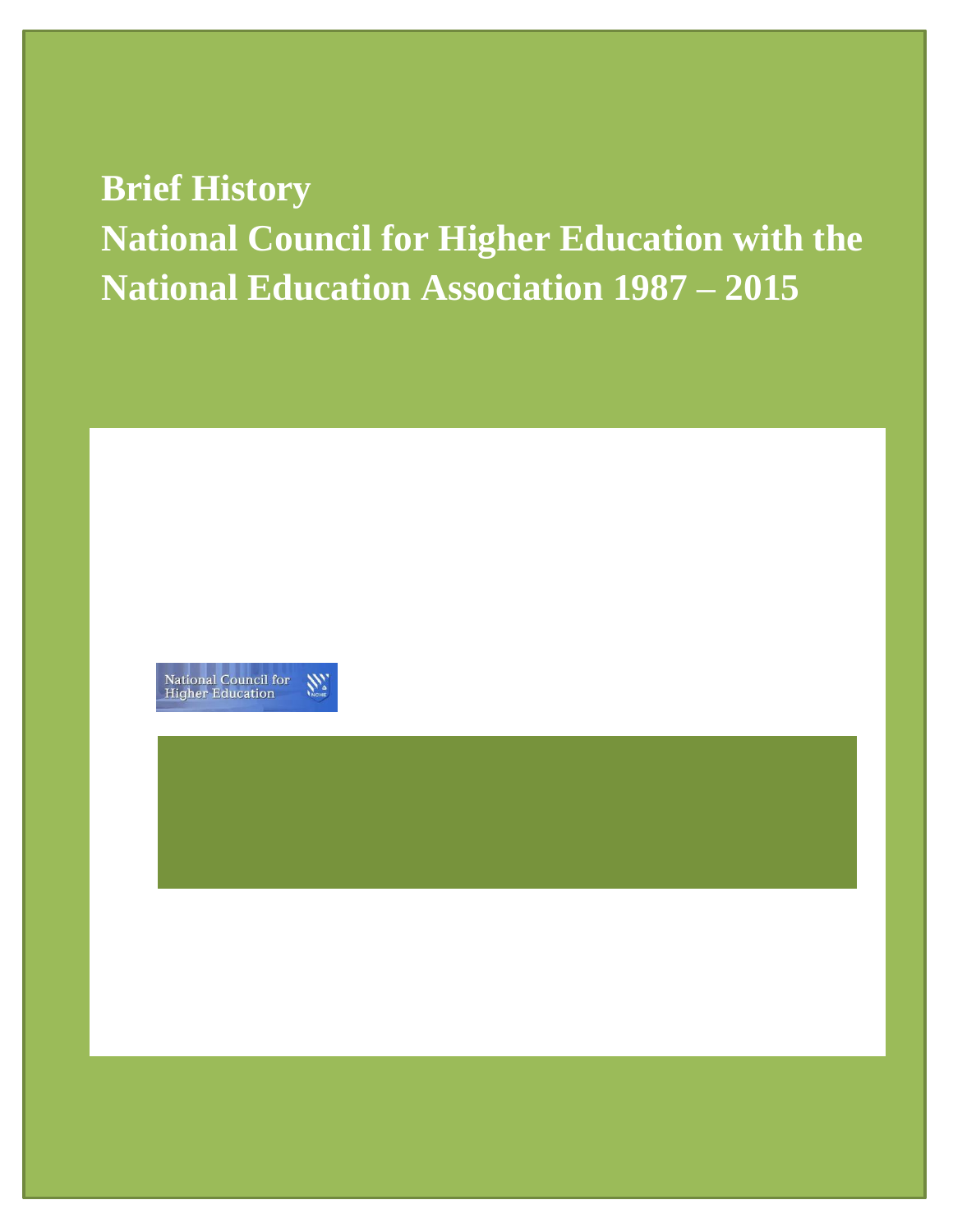# Brief History

# National Council for Higher Education with the National Education Association 1987 – 2015

National Council for Higher Education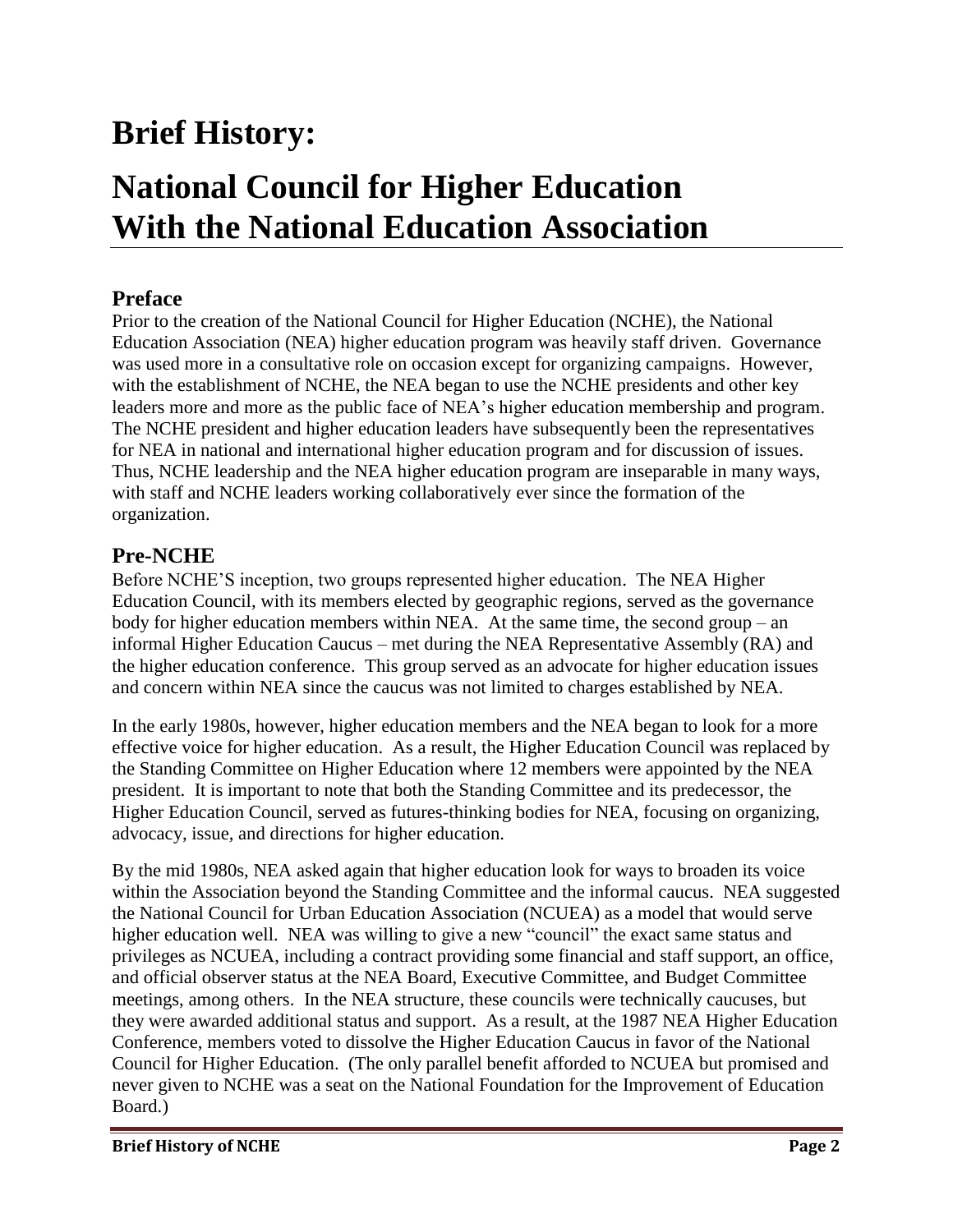# Brief History:

# National Council for Higher Education With the National Education Association

## Preface

Prior to the creation of the National Council for Higher Education (NCHE), the National Education Association (NEA) higher education program was heavily staff driven. Governance was used more in a consultative role on occasion except for organizing campaigns. However, with the establishment of NCHE, the NEA began to use the NCHE presidents and other key leaders more and more as the public face of NEA's higher education membership and program. The NCHE president and higher education leaders have subsequently been the representatives for NEA in national and international higher education program and for discussion of issues. Thus, NCHE leadership and the NEA higher education program are inseparable in many ways, with staff and NCHE leaders working collaboratively ever since the formation of the organization.

## Pre-NCHE

Before NCHE'S inception, two groups represented higher education. The NEA Higher Education Council, with its members elected by geographic regions, served as the governance body for higher education members within NEA. At the same time, the second group – an informal Higher Education Caucus – met during the NEA Representative Assembly (RA) and the higher education conference. This group served as an advocate for higher education issues and concern within NEA since the caucus was not limited to charges established by NEA.

In the early 1980s, however, higher education members and the NEA began to look for a more effective voice for higher education. As a result, the Higher Education Council was replaced by the Standing Committee on Higher Education where 12 members were appointed by the NEA president. It is important to note that both the Standing Committee and its predecessor, the Higher Education Council, served as futures-thinking bodies for NEA, focusing on organizing, advocacy, issue, and directions for higher education.

By the mid 1980s, NEA asked again that higher education look for ways to broaden its voice within the Association beyond the Standing Committee and the informal caucus. NEA suggested the National Council for Urban Education Association (NCUEA) as a model that would serve higher education well. NEA was willing to give a new "council" the exact same status and privileges as NCUEA, including a contract providing some financial and staff support, an office, and official observer status at the NEA Board, Executive Committee, and Budget Committee meetings, among others. In the NEA structure, these councils were technically caucuses, but they were awarded additional status and support. As a result, at the 1987 NEA Higher Education Conference, members voted to dissolve the Higher Education Caucus in favor of the National Council for Higher Education. (The only parallel benefit afforded to NCUEA but promised and never given to NCHE was a seat on the National Foundation for the Improvement of Education Board.)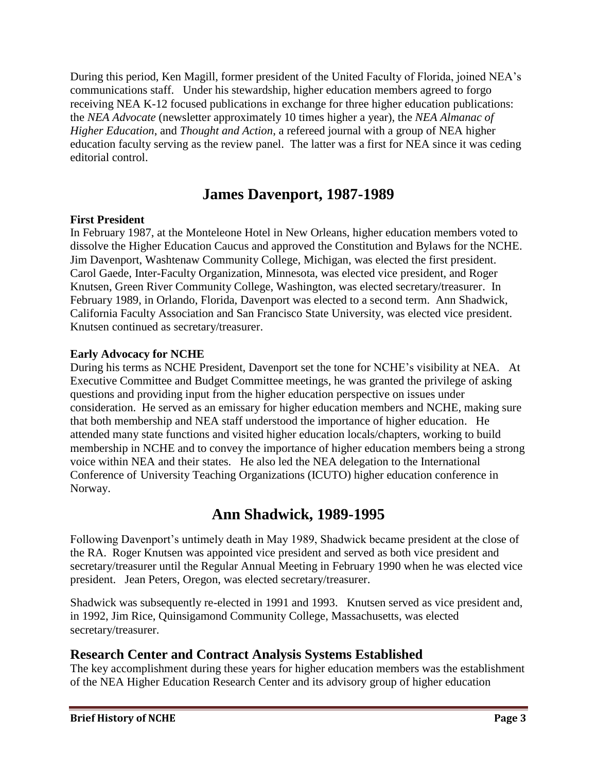During this period, Ken Magill, former president of the United Faculty of Florida, joined NEA's communications staff. Under his stewardship, higher education members agreed to forgo receiving NEA K-12 focused publications in exchange for three higher education publications: the *NEA Advocate* (newsletter approximately 10 times higher a year), the *NEA Almanac of Higher Education*, and *Thought and Action*, a refereed journal with a group of NEA higher education faculty serving as the review panel. The latter was a first for NEA since it was ceding editorial control.

# James Davenport, 1987-1989

**First President**

In February 1987, at the Monteleone Hotel in New Orleans, higher education members voted to dissolve the Higher Education Caucus and approved the Constitution and Bylaws for the NCHE. Jim Davenport, Washtenaw Community College, Michigan, was elected the first president. Carol Gaede, Inter-Faculty Organization, Minnesota, was elected vice president, and Roger Knutsen, Green River Community College, Washington, was elected secretary/treasurer. In February 1989, in Orlando, Florida, Davenport was elected to a second term. Ann Shadwick, California Faculty Association and San Francisco State University, was elected vice president. Knutsen continued as secretary/treasurer.

**Early Advocacy for NCHE**

During his terms as NCHE President, Davenport set the tone for NCHE's visibility at NEA. At Executive Committee and Budget Committee meetings, he was granted the privilege of asking questions and providing input from the higher education perspective on issues under consideration. He served as an emissary for higher education members and NCHE, making sure that both membership and NEA staff understood the importance of higher education. He attended many state functions and visited higher education locals/chapters, working to build membership in NCHE and to convey the importance of higher education members being a strong voice within NEA and their states. He also led the NEA delegation to the International Conference of University Teaching Organizations (ICUTO) higher education conference in Norway.

# Ann Shadwick, 1989-1995

Following Davenport's untimely death in May 1989, Shadwick became president at the close of the RA. Roger Knutsen was appointed vice president and served as both vice president and secretary/treasurer until the Regular Annual Meeting in February 1990 when he was elected vice president. Jean Peters, Oregon, was elected secretary/treasurer.

Shadwick was subsequently re-elected in 1991 and 1993. Knutsen served as vice president and, in 1992, Jim Rice, Quinsigamond Community College, Massachusetts, was elected secretary/treasurer.

## Research Center and Contract Analysis Systems Established

The key accomplishment during these years for higher education members was the establishment of the NEA Higher Education Research Center and its advisory group of higher education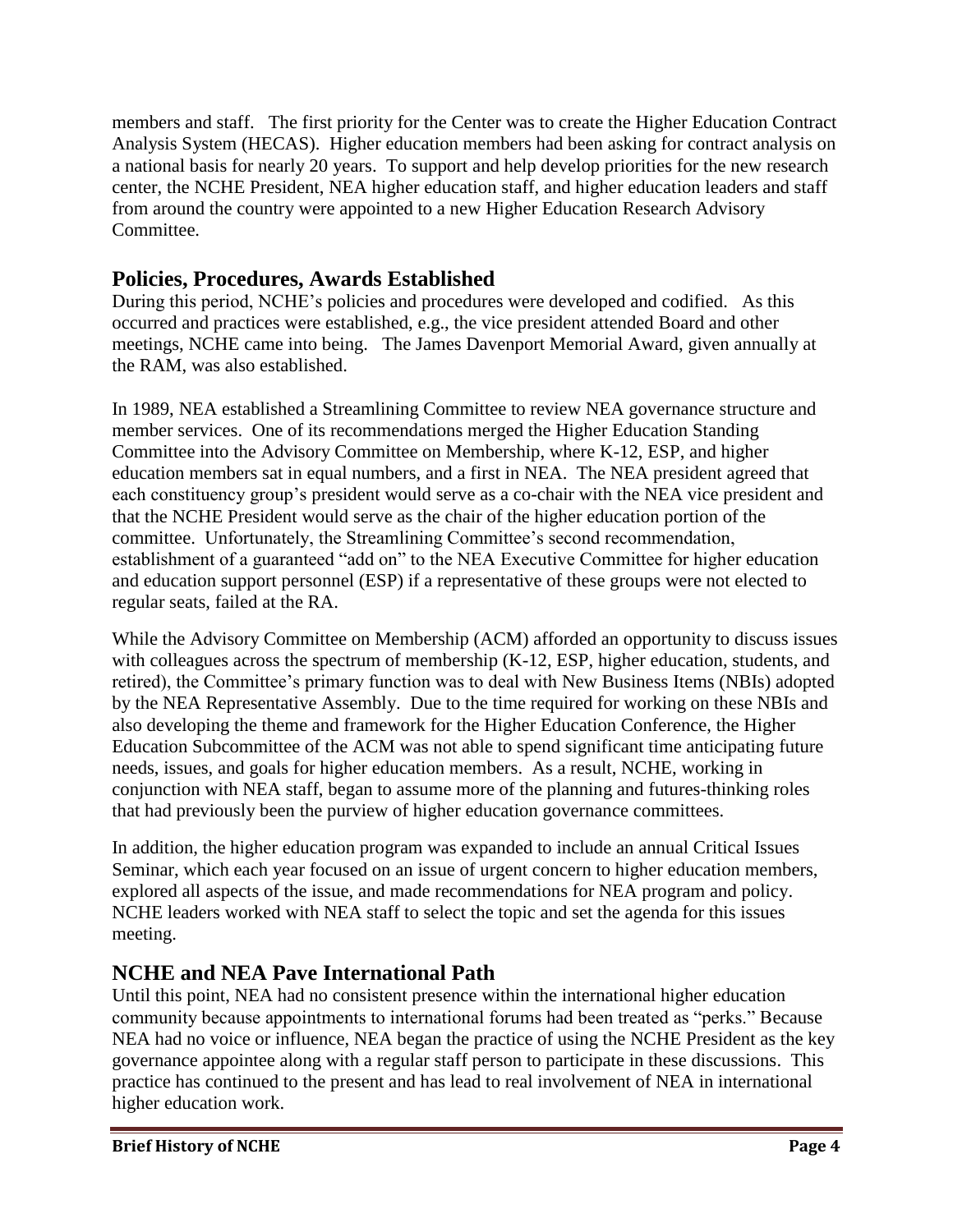members and staff. The first priority for the Center was to create the Higher Education Contract Analysis System (HECAS). Higher education members had been asking for contract analysis on a national basis for nearly 20 years. To support and help develop priorities for the new research center, the NCHE President, NEA higher education staff, and higher education leaders and staff from around the country were appointed to a new Higher Education Research Advisory Committee.

## Policies, Procedures, Awards Established

During this period, NCHE's policies and procedures were developed and codified. As this occurred and practices were established, e.g., the vice president attended Board and other meetings, NCHE came into being. The James Davenport Memorial Award, given annually at the RAM, was also established.

In 1989, NEA established a Streamlining Committee to review NEA governance structure and member services. One of its recommendations merged the Higher Education Standing Committee into the Advisory Committee on Membership, where K-12, ESP, and higher education members sat in equal numbers, and a first in NEA. The NEA president agreed that each constituency group's president would serve as a co-chair with the NEA vice president and that the NCHE President would serve as the chair of the higher education portion of the committee. Unfortunately, the Streamlining Committee's second recommendation, establishment of a guaranteed "add on" to the NEA Executive Committee for higher education and education support personnel (ESP) if a representative of these groups were not elected to regular seats, failed at the RA.

While the Advisory Committee on Membership (ACM) afforded an opportunity to discuss issues with colleagues across the spectrum of membership (K-12, ESP, higher education, students, and retired), the Committee's primary function was to deal with New Business Items (NBIs) adopted by the NEA Representative Assembly. Due to the time required for working on these NBIs and also developing the theme and framework for the Higher Education Conference, the Higher Education Subcommittee of the ACM was not able to spend significant time anticipating future needs, issues, and goals for higher education members. As a result, NCHE, working in conjunction with NEA staff, began to assume more of the planning and futures-thinking roles that had previously been the purview of higher education governance committees.

In addition, the higher education program was expanded to include an annual Critical Issues Seminar, which each year focused on an issue of urgent concern to higher education members, explored all aspects of the issue, and made recommendations for NEA program and policy. NCHE leaders worked with NEA staff to select the topic and set the agenda for this issues meeting.

## NCHE and NEA Pave International Path

Until this point, NEA had no consistent presence within the international higher education community because appointments to international forums had been treated as "perks." Because NEA had no voice or influence, NEA began the practice of using the NCHE President as the key governance appointee along with a regular staff person to participate in these discussions. This practice has continued to the present and has lead to real involvement of NEA in international higher education work.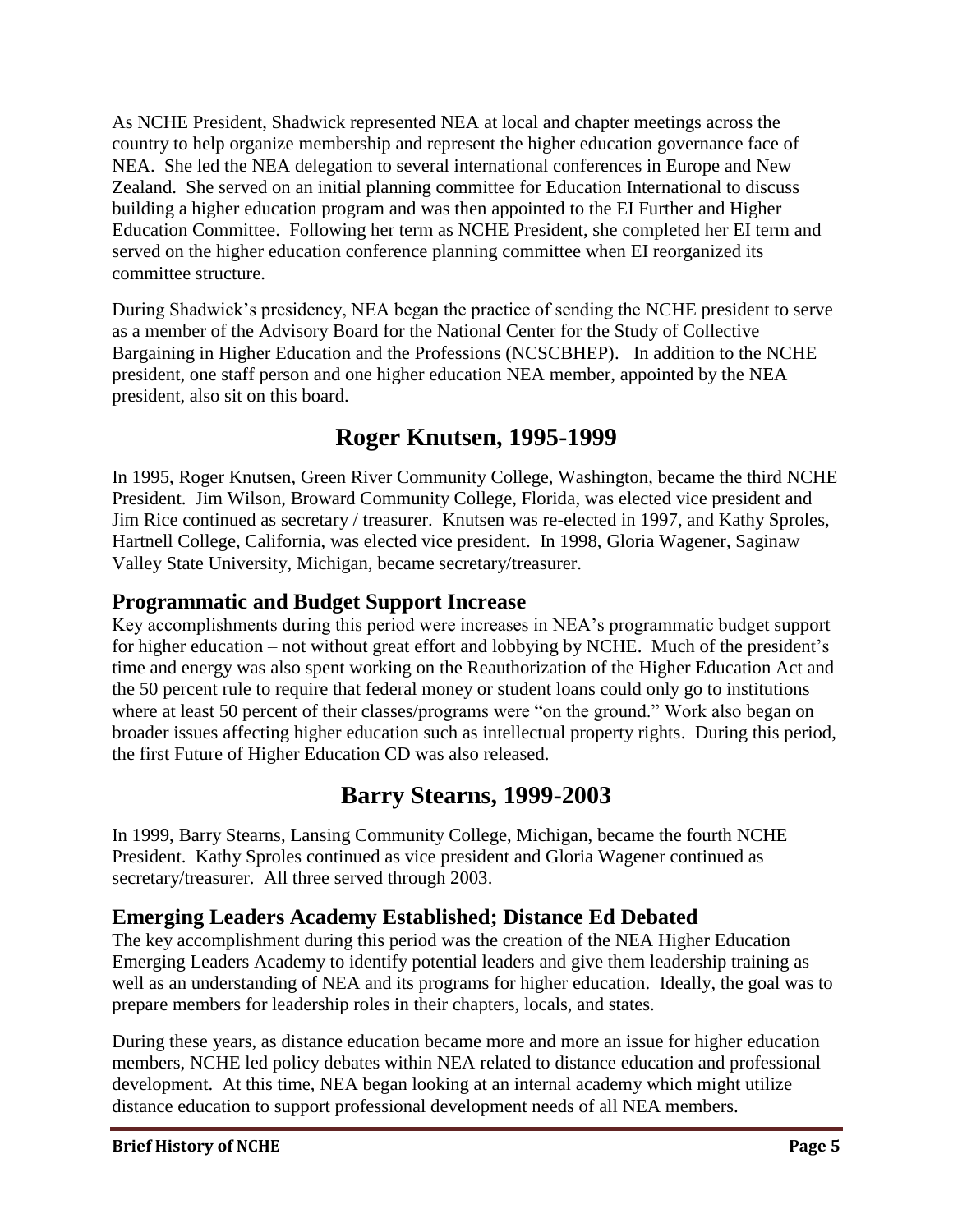As NCHE President, Shadwick represented NEA at local and chapter meetings across the country to help organize membership and represent the higher education governance face of NEA. She led the NEA delegation to several international conferences in Europe and New Zealand. She served on an initial planning committee for Education International to discuss building a higher education program and was then appointed to the EI Further and Higher Education Committee. Following her term as NCHE President, she completed her EI term and served on the higher education conference planning committee when EI reorganized its committee structure.

During Shadwick's presidency, NEA began the practice of sending the NCHE president to serve as a member of the Advisory Board for the National Center for the Study of Collective Bargaining in Higher Education and the Professions (NCSCBHEP). In addition to the NCHE president, one staff person and one higher education NEA member, appointed by the NEA president, also sit on this board.

# Roger Knutsen, 1995-1999

In 1995, Roger Knutsen, Green River Community College, Washington, became the third NCHE President. Jim Wilson, Broward Community College, Florida, was elected vice president and Jim Rice continued as secretary / treasurer. Knutsen was re-elected in 1997, and Kathy Sproles, Hartnell College, California, was elected vice president. In 1998, Gloria Wagener, Saginaw Valley State University, Michigan, became secretary/treasurer.

## Programmatic and Budget Support Increase

Key accomplishments during this period were increases in NEA's programmatic budget support for higher education – not without great effort and lobbying by NCHE. Much of the president's time and energy was also spent working on the Reauthorization of the Higher Education Act and the 50 percent rule to require that federal money or student loans could only go to institutions where at least 50 percent of their classes/programs were "on the ground." Work also began on broader issues affecting higher education such as intellectual property rights. During this period, the first Future of Higher Education CD was also released.

# Barry Stearns, 1999-2003

In 1999, Barry Stearns, Lansing Community College, Michigan, became the fourth NCHE President. Kathy Sproles continued as vice president and Gloria Wagener continued as secretary/treasurer. All three served through 2003.

## Emerging Leaders Academy Established; Distance Ed Debated

The key accomplishment during this period was the creation of the NEA Higher Education Emerging Leaders Academy to identify potential leaders and give them leadership training as well as an understanding of NEA and its programs for higher education. Ideally, the goal was to prepare members for leadership roles in their chapters, locals, and states.

During these years, as distance education became more and more an issue for higher education members, NCHE led policy debates within NEA related to distance education and professional development. At this time, NEA began looking at an internal academy which might utilize distance education to support professional development needs of all NEA members.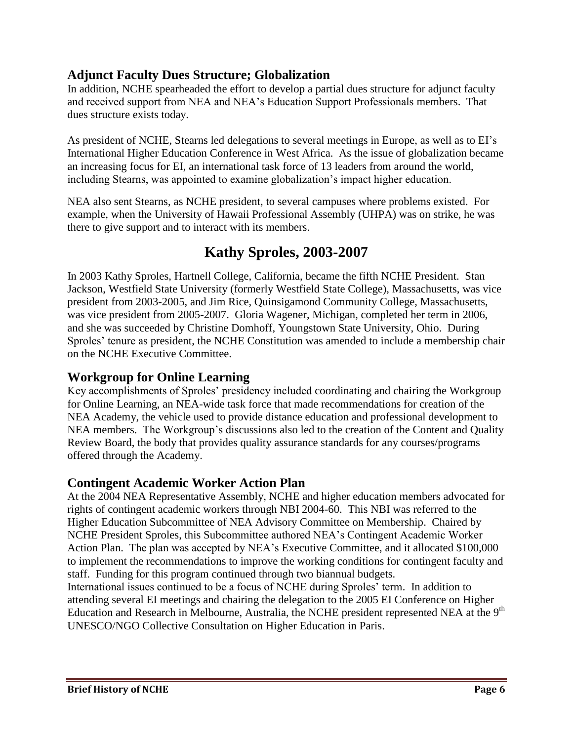### Adjunct Faculty Dues Structure; Globalization

In addition, NCHE spearheaded the effort to develop a partial dues structure for adjunct faculty and received support from NEA and NEA's Education Support Professionals members. That dues structure exists today.

As president of NCHE, Stearns led delegations to several meetings in Europe, as well as to EI's International Higher Education Conference in West Africa. As the issue of globalization became an increasing focus for EI, an international task force of 13 leaders from around the world, including Stearns, was appointed to examine globalization's impact higher education.

NEA also sent Stearns, as NCHE president, to several campuses where problems existed. For example, when the University of Hawaii Professional Assembly (UHPA) was on strike, he was there to give support and to interact with its members.

## Kathy Sproles, 2003-2007

In 2003 Kathy Sproles, Hartnell College, California, became the fifth NCHE President. Stan Jackson, Westfield State University (formerly Westfield State College), Massachusetts, was vice president from 2003-2005, and Jim Rice, Quinsigamond Community College, Massachusetts, was vice president from 2005-2007. Gloria Wagener, Michigan, completed her term in 2006, and she was succeeded by Christine Domhoff, Youngstown State University, Ohio. During Sproles' tenure as president, the NCHE Constitution was amended to include a membership chair on the NCHE Executive Committee.

### Workgroup for Online Learning

Key accomplishments of Sproles' presidency included coordinating and chairing the Workgroup for Online Learning, an NEA-wide task force that made recommendations for creation of the NEA Academy, the vehicle used to provide distance education and professional development to NEA members. The Workgroup's discussions also led to the creation of the Content and Quality Review Board, the body that provides quality assurance standards for any courses/programs offered through the Academy.

### Contingent Academic Worker Action Plan

At the 2004 NEA Representative Assembly, NCHE and higher education members advocated for rights of contingent academic workers through NBI 2004-60. This NBI was referred to the Higher Education Subcommittee of NEA Advisory Committee on Membership. Chaired by NCHE President Sproles, this Subcommittee authored NEA's Contingent Academic Worker Action Plan. The plan was accepted by NEA's Executive Committee, and it allocated \$100,000 to implement the recommendations to improve the working conditions for contingent faculty and staff. Funding for this program continued through two biannual budgets.

International issues continued to be a focus of NCHE during Sproles' term. In addition to attending several EI meetings and chairing the delegation to the 2005 EI Conference on Higher Education and Research in Melbourne, Australia, the NCHE president represented NEA at the 9th UNESCO/NGO Collective Consultation on Higher Education in Paris.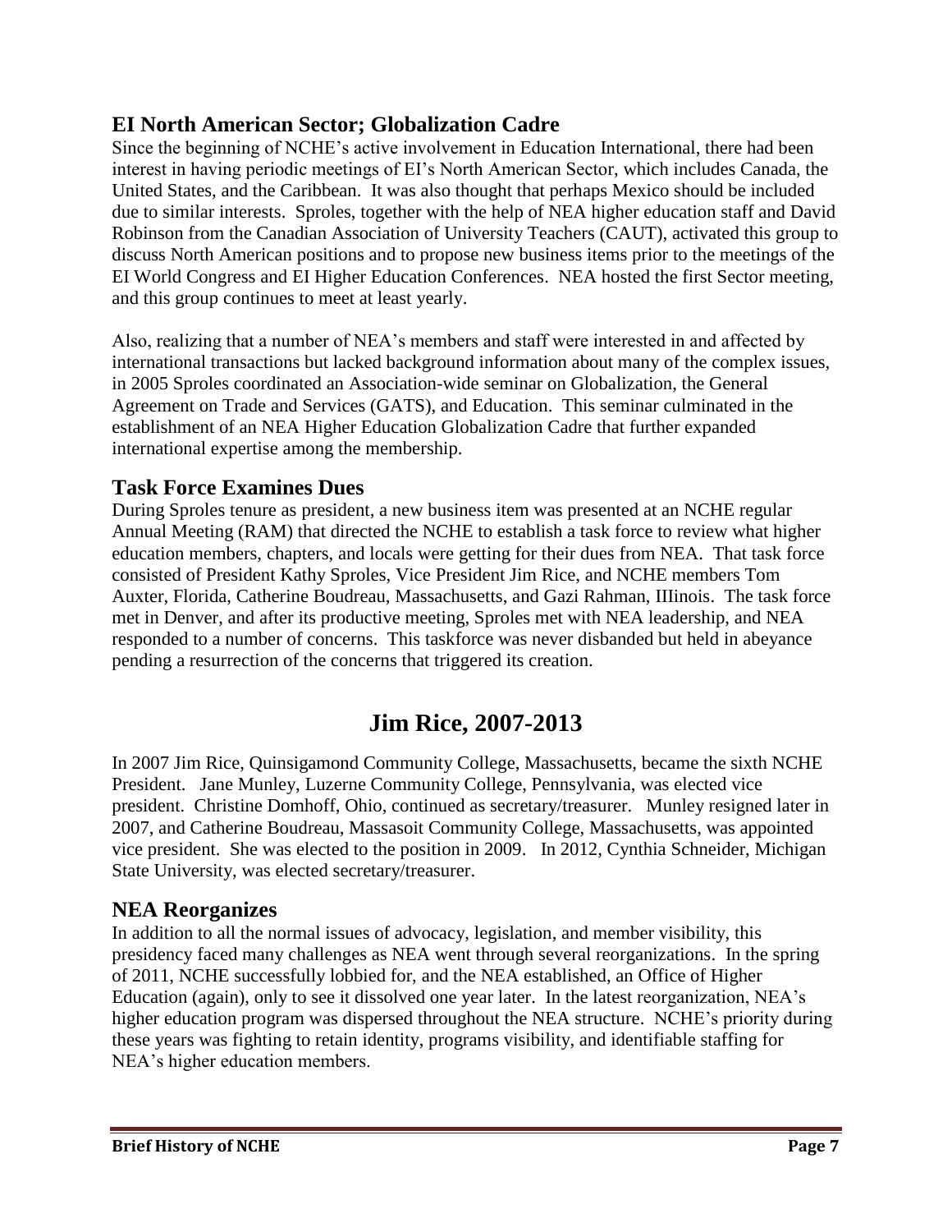## EI North American Sector; Globalization Cadre

Since the beginning of NCHE's active involvement in Education International, there had been interest in having periodic meetings of EI's North American Sector, which includes Canada, the United States, and the Caribbean. It was also thought that perhaps Mexico should be included due to similar interests. Sproles, together with the help of NEA higher education staff and David Robinson from the Canadian Association of University Teachers (CAUT), activated this group to discuss North American positions and to propose new business items prior to the meetings of the EI World Congress and EI Higher Education Conferences. NEA hosted the first Sector meeting, and this group continues to meet at least yearly.

Also, realizing that a number of NEA's members and staff were interested in and affected by international transactions but lacked background information about many of the complex issues, in 2005 Sproles coordinated an Association-wide seminar on Globalization, the General Agreement on Trade and Services (GATS), and Education. This seminar culminated in the establishment of an NEA Higher Education Globalization Cadre that further expanded international expertise among the membership.

## Task Force Examines Dues

During Sproles tenure as president, a new business item was presented at an NCHE regular Annual Meeting (RAM) that directed the NCHE to establish a task force to review what higher education members, chapters, and locals were getting for their dues from NEA. That task force consisted of President Kathy Sproles, Vice President Jim Rice, and NCHE members Tom Auxter, Florida, Catherine Boudreau, Massachusetts, and Gazi Rahman, IIIinois. The task force met in Denver, and after its productive meeting, Sproles met with NEA leadership, and NEA responded to a number of concerns. This taskforce was never disbanded but held in abeyance pending a resurrection of the concerns that triggered its creation.

# Jim Rice, 2007-2013

In 2007 Jim Rice, Quinsigamond Community College, Massachusetts, became the sixth NCHE President. Jane Munley, Luzerne Community College, Pennsylvania, was elected vice president. Christine Domhoff, Ohio, continued as secretary/treasurer. Munley resigned later in 2007, and Catherine Boudreau, Massasoit Community College, Massachusetts, was appointed vice president. She was elected to the position in 2009. In 2012, Cynthia Schneider, Michigan State University, was elected secretary/treasurer.

## NEA Reorganizes

In addition to all the normal issues of advocacy, legislation, and member visibility, this presidency faced many challenges as NEA went through several reorganizations. In the spring of 2011, NCHE successfully lobbied for, and the NEA established, an Office of Higher Education (again), only to see it dissolved one year later. In the latest reorganization, NEA's higher education program was dispersed throughout the NEA structure. NCHE's priority during these years was fighting to retain identity, programs visibility, and identifiable staffing for NEA's higher education members.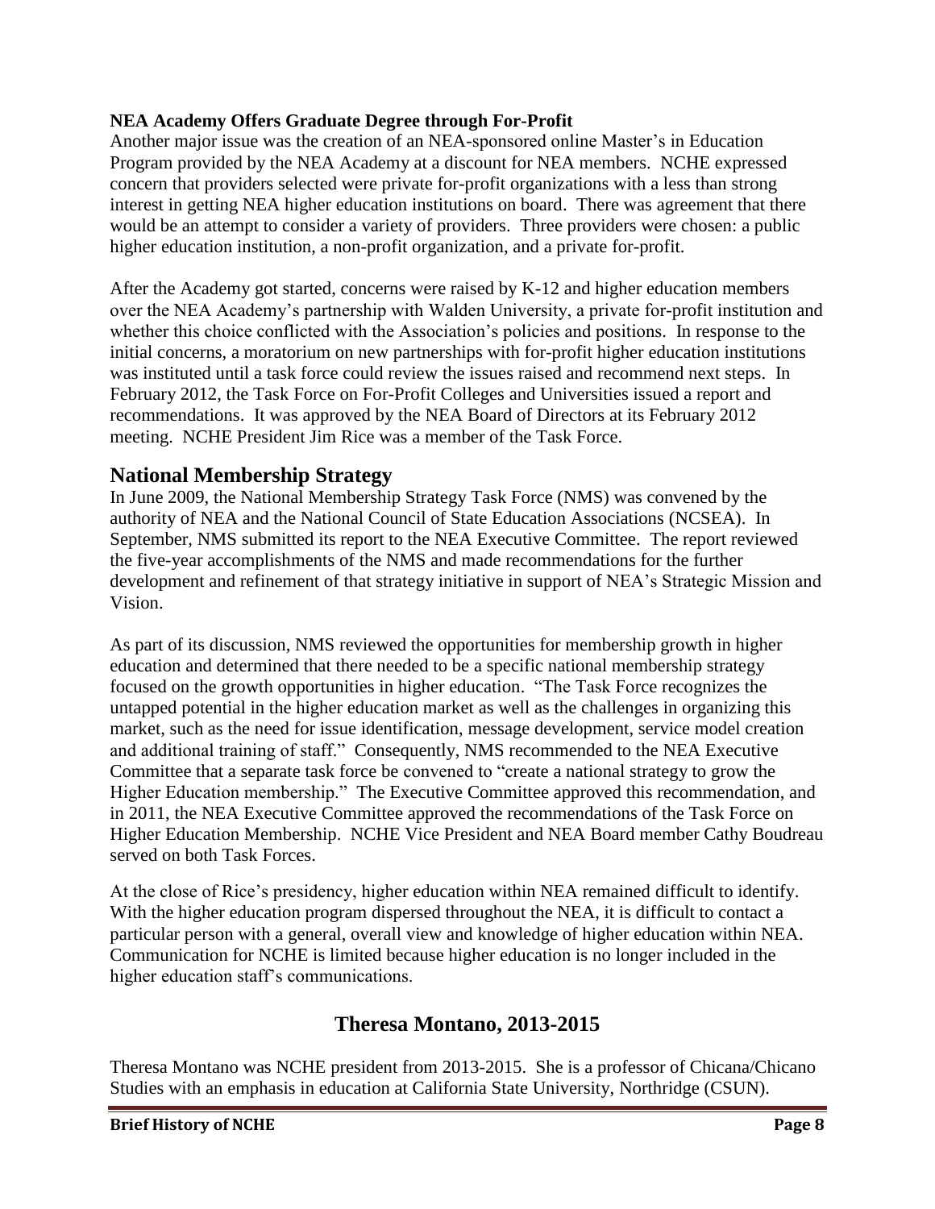**NEA Academy Offers Graduate Degree through For-Profit**

Another major issue was the creation of an NEA-sponsored online Master's in Education Program provided by the NEA Academy at a discount for NEA members. NCHE expressed concern that providers selected were private for-profit organizations with a less than strong interest in getting NEA higher education institutions on board. There was agreement that there would be an attempt to consider a variety of providers. Three providers were chosen: a public higher education institution, a non-profit organization, and a private for-profit.

After the Academy got started, concerns were raised by K-12 and higher education members over the NEA Academy's partnership with Walden University, a private for-profit institution and whether this choice conflicted with the Association's policies and positions. In response to the initial concerns, a moratorium on new partnerships with for-profit higher education institutions was instituted until a task force could review the issues raised and recommend next steps. In February 2012, the Task Force on For-Profit Colleges and Universities issued a report and recommendations. It was approved by the NEA Board of Directors at its February 2012 meeting. NCHE President Jim Rice was a member of the Task Force.

## National Membership Strategy

In June 2009, the National Membership Strategy Task Force (NMS) was convened by the authority of NEA and the National Council of State Education Associations (NCSEA). In September, NMS submitted its report to the NEA Executive Committee. The report reviewed the five-year accomplishments of the NMS and made recommendations for the further development and refinement of that strategy initiative in support of NEA's Strategic Mission and Vision.

As part of its discussion, NMS reviewed the opportunities for membership growth in higher education and determined that there needed to be a specific national membership strategy focused on the growth opportunities in higher education. "The Task Force recognizes the untapped potential in the higher education market as well as the challenges in organizing this market, such as the need for issue identification, message development, service model creation and additional training of staff." Consequently, NMS recommended to the NEA Executive Committee that a separate task force be convened to "create a national strategy to grow the Higher Education membership." The Executive Committee approved this recommendation, and in 2011, the NEA Executive Committee approved the recommendations of the Task Force on Higher Education Membership. NCHE Vice President and NEA Board member Cathy Boudreau served on both Task Forces.

At the close of Rice's presidency, higher education within NEA remained difficult to identify. With the higher education program dispersed throughout the NEA, it is difficult to contact a particular person with a general, overall view and knowledge of higher education within NEA. Communication for NCHE is limited because higher education is no longer included in the higher education staff's communications.

## Theresa Montano, 2013-2015

Theresa Montano was NCHE president from 2013-2015. She is a professor of Chicana/Chicano Studies with an emphasis in education at California State University, Northridge (CSUN).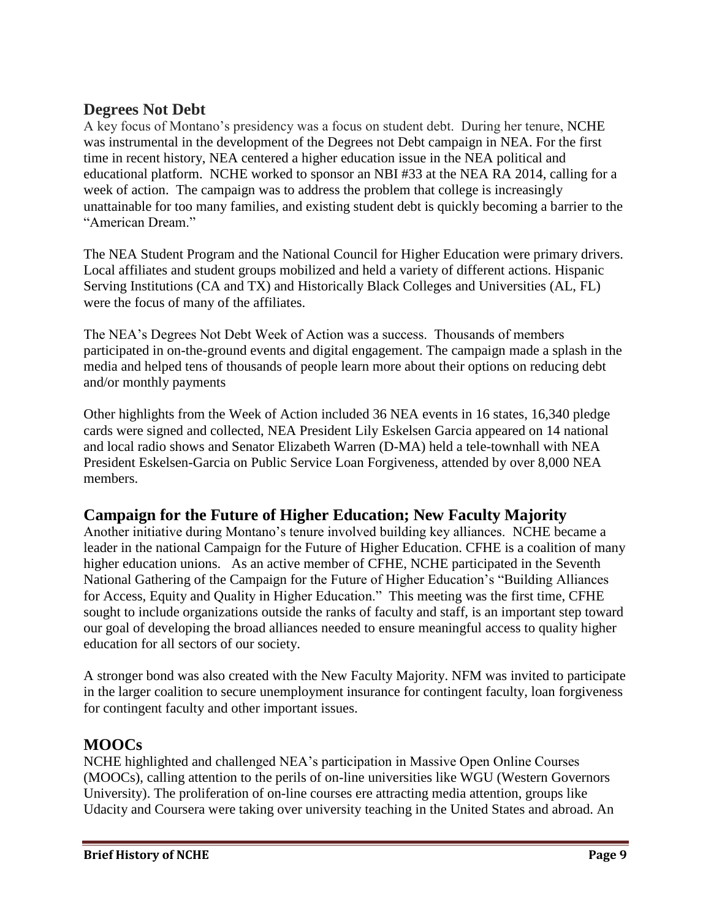## Degrees Not Debt

A key focus of Montano's presidency was a focus on student debt. During her tenure, NCHE was instrumental in the development of the Degrees not Debt campaign in NEA. For the first time in recent history, NEA centered a higher education issue in the NEA political and educational platform. NCHE worked to sponsor an NBI #33 at the NEA RA 2014, calling for a week of action. The campaign was to address the problem that college is increasingly unattainable for too many families, and existing student debt is quickly becoming a barrier to the "American Dream."

The NEA Student Program and the National Council for Higher Education were primary drivers. Local affiliates and student groups mobilized and held a variety of different actions. Hispanic Serving Institutions (CA and TX) and Historically Black Colleges and Universities (AL, FL) were the focus of many of the affiliates.

The NEA's Degrees Not Debt Week of Action was a success. Thousands of members participated in on-the-ground events and digital engagement. The campaign made a splash in the media and helped tens of thousands of people learn more about their options on reducing debt and/or monthly payments

Other highlights from the Week of Action included 36 NEA events in 16 states, 16,340 pledge cards were signed and collected, NEA President Lily Eskelsen Garcia appeared on 14 national and local radio shows and Senator Elizabeth Warren (D-MA) held a tele-townhall with NEA President Eskelsen-Garcia on Public Service Loan Forgiveness, attended by over 8,000 NEA members.

## Campaign for the Future of Higher Education; New Faculty Majority

Another initiative during Montano's tenure involved building key alliances. NCHE became a leader in the national Campaign for the Future of Higher Education. CFHE is a coalition of many higher education unions. As an active member of CFHE, NCHE participated in the Seventh National Gathering of the Campaign for the Future of Higher Education's "Building Alliances for Access, Equity and Quality in Higher Education." This meeting was the first time, CFHE sought to include organizations outside the ranks of faculty and staff, is an important step toward our goal of developing the broad alliances needed to ensure meaningful access to quality higher education for all sectors of our society.

A stronger bond was also created with the New Faculty Majority. NFM was invited to participate in the larger coalition to secure unemployment insurance for contingent faculty, loan forgiveness for contingent faculty and other important issues.

## MOOCs

NCHE highlighted and challenged NEA's participation in Massive Open Online Courses (MOOCs), calling attention to the perils of on-line universities like WGU (Western Governors University). The proliferation of on-line courses ere attracting media attention, groups like Udacity and Coursera were taking over university teaching in the United States and abroad. An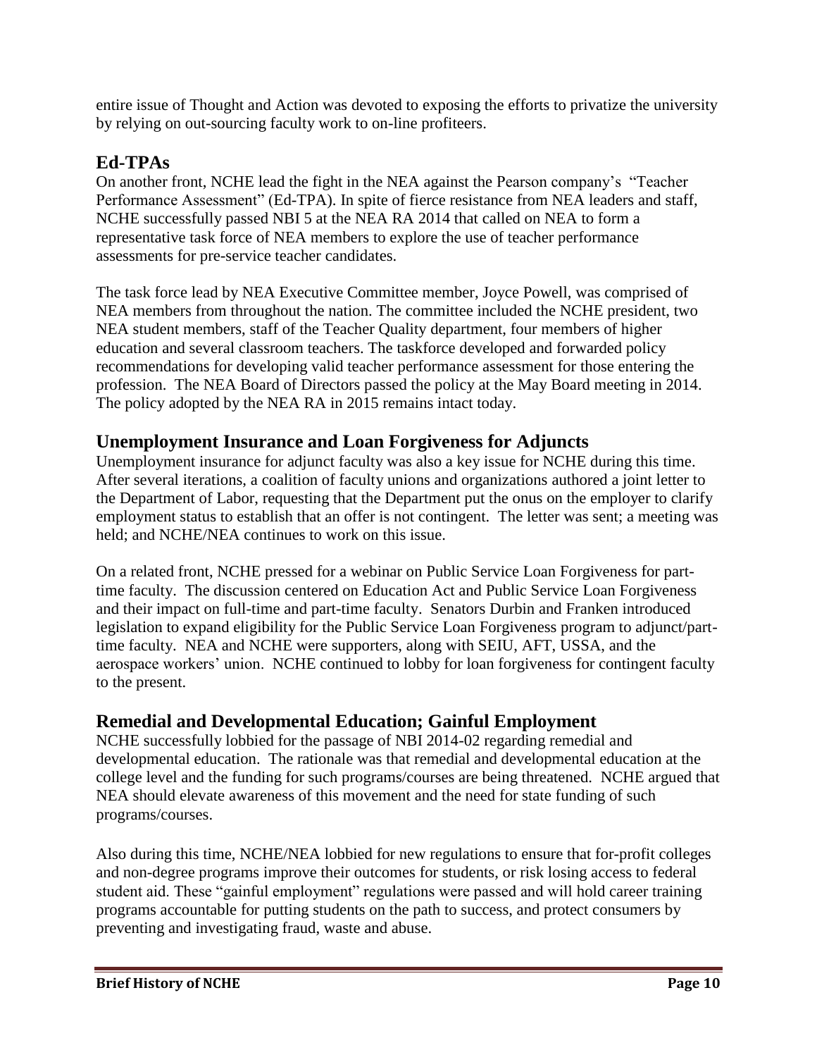entire issue of Thought and Action was devoted to exposing the efforts to privatize the university by relying on out-sourcing faculty work to on-line profiteers.

## Ed-TPAs

On another front, NCHE lead the fight in the NEA against the Pearson company's "Teacher Performance Assessment" (Ed-TPA). In spite of fierce resistance from NEA leaders and staff, NCHE successfully passed NBI 5 at the NEA RA 2014 that called on NEA to form a representative task force of NEA members to explore the use of teacher performance assessments for pre-service teacher candidates.

The task force lead by NEA Executive Committee member, Joyce Powell, was comprised of NEA members from throughout the nation. The committee included the NCHE president, two NEA student members, staff of the Teacher Quality department, four members of higher education and several classroom teachers. The taskforce developed and forwarded policy recommendations for developing valid teacher performance assessment for those entering the profession. The NEA Board of Directors passed the policy at the May Board meeting in 2014. The policy adopted by the NEA RA in 2015 remains intact today.

## Unemployment Insurance and Loan Forgiveness for Adjuncts

Unemployment insurance for adjunct faculty was also a key issue for NCHE during this time. After several iterations, a coalition of faculty unions and organizations authored a joint letter to the Department of Labor, requesting that the Department put the onus on the employer to clarify employment status to establish that an offer is not contingent. The letter was sent; a meeting was held; and NCHE/NEA continues to work on this issue.

On a related front, NCHE pressed for a webinar on Public Service Loan Forgiveness for part-time faculty. The discussion centered on Education Act and Public Service Loan Forgiveness and their impact on full-time and part-time faculty. Senators Durbin and Franken introduced legislation to expand eligibility for the Public Service Loan Forgiveness program to adjunct/part-time faculty. NEA and NCHE were supporters, along with SEIU, AFT, USSA, and the aerospace workers' union. NCHE continued to lobby for loan forgiveness for contingent faculty to the present.

## Remedial and Developmental Education; Gainful Employment

NCHE successfully lobbied for the passage of NBI 2014-02 regarding remedial and developmental education. The rationale was that remedial and developmental education at the college level and the funding for such programs/courses are being threatened. NCHE argued that NEA should elevate awareness of this movement and the need for state funding of such programs/courses.

Also during this time, NCHE/NEA lobbied for new regulations to ensure that for-profit colleges and non-degree programs improve their outcomes for students, or risk losing access to federal student aid. These "gainful employment" regulations were passed and will hold career training programs accountable for putting students on the path to success, and protect consumers by preventing and investigating fraud, waste and abuse.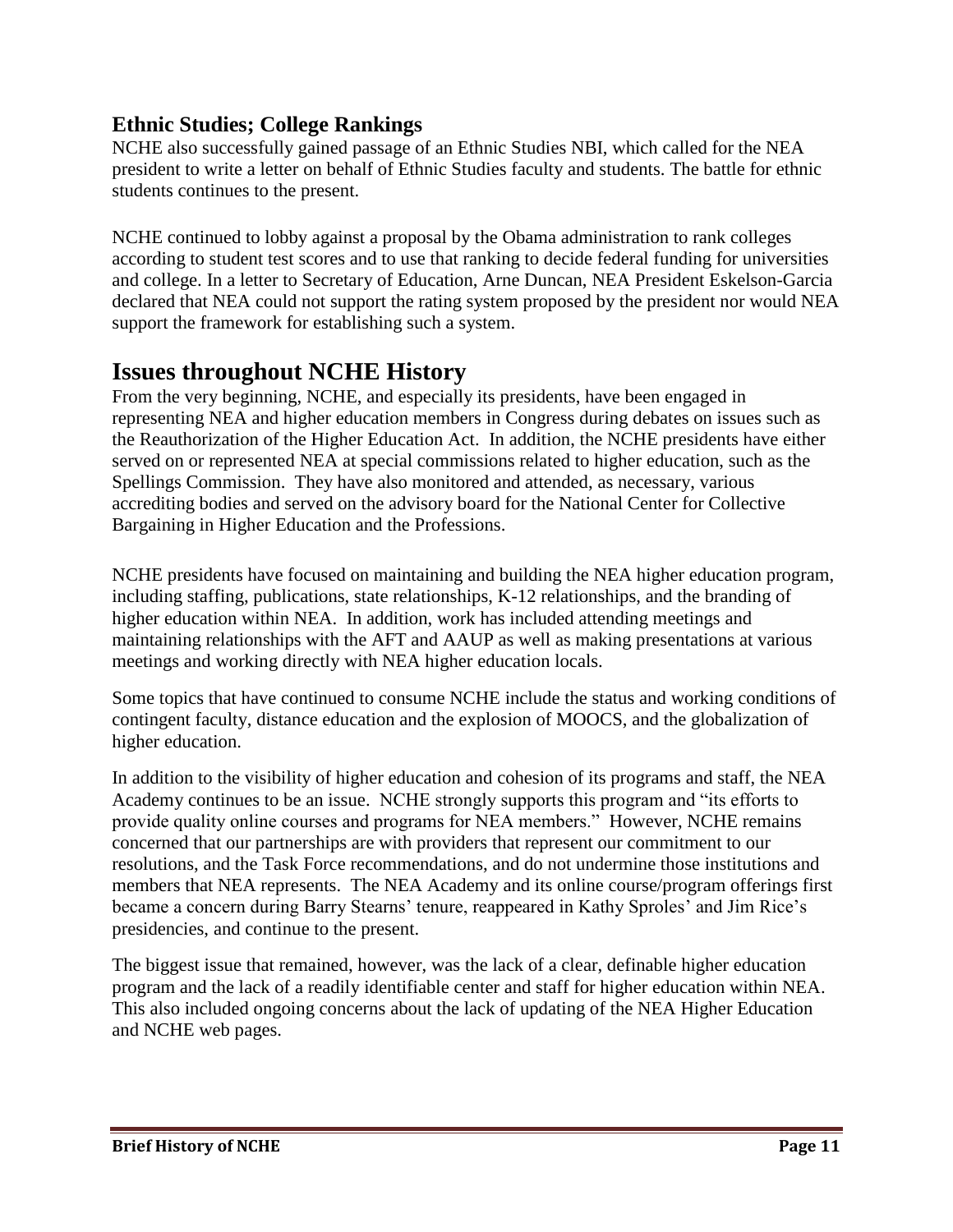## Ethnic Studies; College Rankings

NCHE also successfully gained passage of an Ethnic Studies NBI, which called for the NEA president to write a letter on behalf of Ethnic Studies faculty and students. The battle for ethnic students continues to the present.

NCHE continued to lobby against a proposal by the Obama administration to rank colleges according to student test scores and to use that ranking to decide federal funding for universities and college. In a letter to Secretary of Education, Arne Duncan, NEA President Eskelson-Garcia declared that NEA could not support the rating system proposed by the president nor would NEA support the framework for establishing such a system.

# Issues throughout NCHE History

From the very beginning, NCHE, and especially its presidents, have been engaged in representing NEA and higher education members in Congress during debates on issues such as the Reauthorization of the Higher Education Act. In addition, the NCHE presidents have either served on or represented NEA at special commissions related to higher education, such as the Spellings Commission. They have also monitored and attended, as necessary, various accrediting bodies and served on the advisory board for the National Center for Collective Bargaining in Higher Education and the Professions.

NCHE presidents have focused on maintaining and building the NEA higher education program, including staffing, publications, state relationships, K-12 relationships, and the branding of higher education within NEA. In addition, work has included attending meetings and maintaining relationships with the AFT and AAUP as well as making presentations at various meetings and working directly with NEA higher education locals.

Some topics that have continued to consume NCHE include the status and working conditions of contingent faculty, distance education and the explosion of MOOCS, and the globalization of higher education.

In addition to the visibility of higher education and cohesion of its programs and staff, the NEA Academy continues to be an issue. NCHE strongly supports this program and "its efforts to provide quality online courses and programs for NEA members." However, NCHE remains concerned that our partnerships are with providers that represent our commitment to our resolutions, and the Task Force recommendations, and do not undermine those institutions and members that NEA represents. The NEA Academy and its online course/program offerings first became a concern during Barry Stearns' tenure, reappeared in Kathy Sproles' and Jim Rice's presidencies, and continue to the present.

The biggest issue that remained, however, was the lack of a clear, definable higher education program and the lack of a readily identifiable center and staff for higher education within NEA. This also included ongoing concerns about the lack of updating of the NEA Higher Education and NCHE web pages.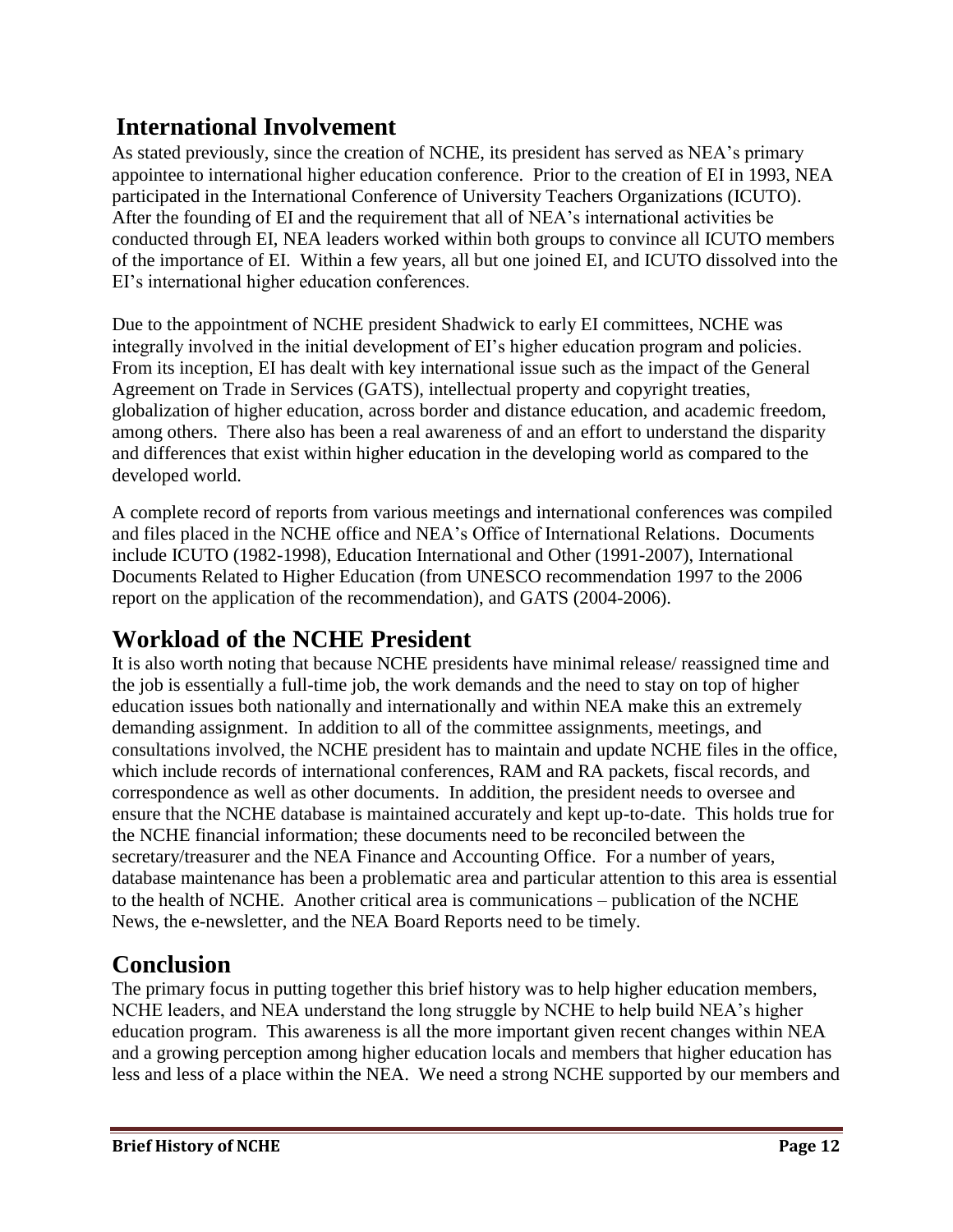## International Involvement

As stated previously, since the creation of NCHE, its president has served as NEA's primary appointee to international higher education conference. Prior to the creation of EI in 1993, NEA participated in the International Conference of University Teachers Organizations (ICUTO). After the founding of EI and the requirement that all of NEA's international activities be conducted through EI, NEA leaders worked within both groups to convince all ICUTO members of the importance of EI. Within a few years, all but one joined EI, and ICUTO dissolved into the EI's international higher education conferences.

Due to the appointment of NCHE president Shadwick to early EI committees, NCHE was integrally involved in the initial development of EI's higher education program and policies. From its inception, EI has dealt with key international issue such as the impact of the General Agreement on Trade in Services (GATS), intellectual property and copyright treaties, globalization of higher education, across border and distance education, and academic freedom, among others. There also has been a real awareness of and an effort to understand the disparity and differences that exist within higher education in the developing world as compared to the developed world.

A complete record of reports from various meetings and international conferences was compiled and files placed in the NCHE office and NEA's Office of International Relations. Documents include ICUTO (1982-1998), Education International and Other (1991-2007), International Documents Related to Higher Education (from UNESCO recommendation 1997 to the 2006 report on the application of the recommendation), and GATS (2004-2006).

## Workload of the NCHE President

It is also worth noting that because NCHE presidents have minimal release/ reassigned time and the job is essentially a full-time job, the work demands and the need to stay on top of higher education issues both nationally and internationally and within NEA make this an extremely demanding assignment. In addition to all of the committee assignments, meetings, and consultations involved, the NCHE president has to maintain and update NCHE files in the office, which include records of international conferences, RAM and RA packets, fiscal records, and correspondence as well as other documents. In addition, the president needs to oversee and ensure that the NCHE database is maintained accurately and kept up-to-date. This holds true for the NCHE financial information; these documents need to be reconciled between the secretary/treasurer and the NEA Finance and Accounting Office. For a number of years, database maintenance has been a problematic area and particular attention to this area is essential to the health of NCHE. Another critical area is communications – publication of the NCHE News, the e-newsletter, and the NEA Board Reports need to be timely.

## Conclusion

The primary focus in putting together this brief history was to help higher education members, NCHE leaders, and NEA understand the long struggle by NCHE to help build NEA's higher education program. This awareness is all the more important given recent changes within NEA and a growing perception among higher education locals and members that higher education has less and less of a place within the NEA. We need a strong NCHE supported by our members and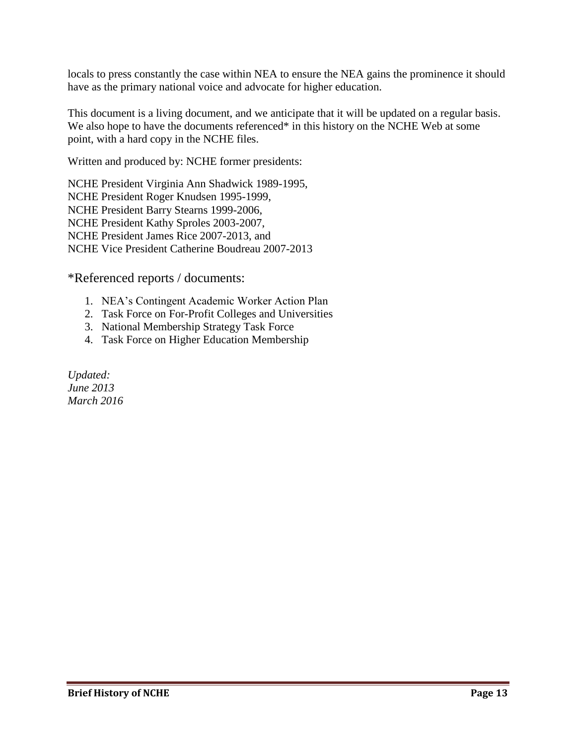locals to press constantly the case within NEA to ensure the NEA gains the prominence it should have as the primary national voice and advocate for higher education.

This document is a living document, and we anticipate that it will be updated on a regular basis. We also hope to have the documents referenced* in this history on the NCHE Web at some point, with a hard copy in the NCHE files.

Written and produced by: NCHE former presidents:

NCHE President Virginia Ann Shadwick 1989-1995,
NCHE President Roger Knudsen 1995-1999,
NCHE President Barry Stearns 1999-2006,
NCHE President Kathy Sproles 2003-2007,
NCHE President James Rice 2007-2013, and
NCHE Vice President Catherine Boudreau 2007-2013

## *Referenced reports / documents:

1. NEA's Contingent Academic Worker Action Plan
2. Task Force on For-Profit Colleges and Universities
3. National Membership Strategy Task Force
4. Task Force on Higher Education Membership

*Updated:*
*June 2013*
*March 2016*